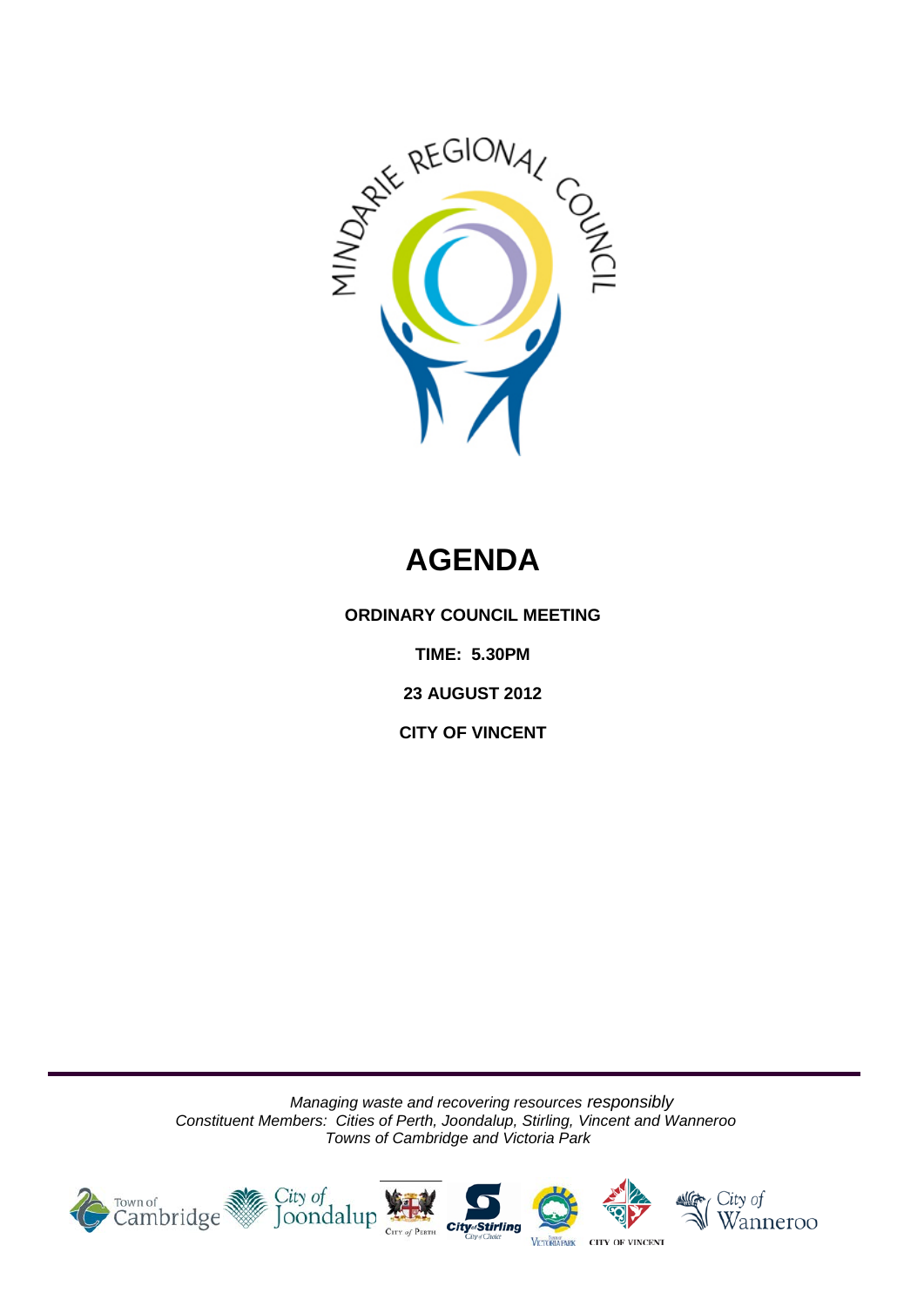MINDARIE REGIONAL COUNCIL

# AGENDA

**ORDINARY COUNCIL MEETING**

**TIME: 5.30PM**

**23 AUGUST 2012**

**CITY OF VINCENT**

*Managing waste and recovering resources responsibly*
*Constituent Members: Cities of Perth, Joondalup, Stirling, Vincent and Wanneroo*
*Towns of Cambridge and Victoria Park*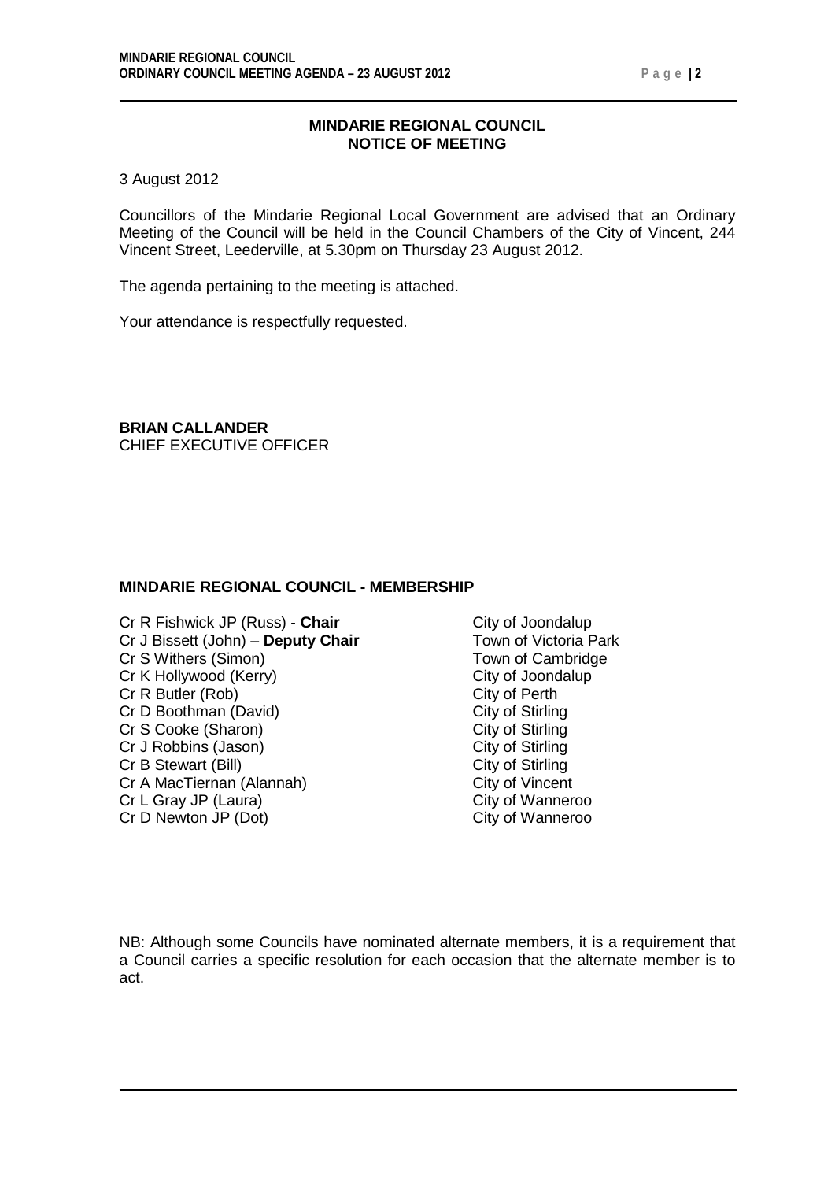## MINDARIE REGIONAL COUNCIL
## NOTICE OF MEETING

3 August 2012

Councillors of the Mindarie Regional Local Government are advised that an Ordinary Meeting of the Council will be held in the Council Chambers of the City of Vincent, 244 Vincent Street, Leederville, at 5.30pm on Thursday 23 August 2012.

The agenda pertaining to the meeting is attached.

Your attendance is respectfully requested.

**BRIAN CALLANDER**
CHIEF EXECUTIVE OFFICER

### MINDARIE REGIONAL COUNCIL - MEMBERSHIP

| | |
|---|---|
| Cr R Fishwick JP (Russ) - **Chair** | City of Joondalup |
| Cr J Bissett (John) – **Deputy Chair** | Town of Victoria Park |
| Cr S Withers (Simon) | Town of Cambridge |
| Cr K Hollywood (Kerry) | City of Joondalup |
| Cr R Butler (Rob) | City of Perth |
| Cr D Boothman (David) | City of Stirling |
| Cr S Cooke (Sharon) | City of Stirling |
| Cr J Robbins (Jason) | City of Stirling |
| Cr B Stewart (Bill) | City of Stirling |
| Cr A MacTiernan (Alannah) | City of Vincent |
| Cr L Gray JP (Laura) | City of Wanneroo |
| Cr D Newton JP (Dot) | City of Wanneroo |

NB: Although some Councils have nominated alternate members, it is a requirement that a Council carries a specific resolution for each occasion that the alternate member is to act.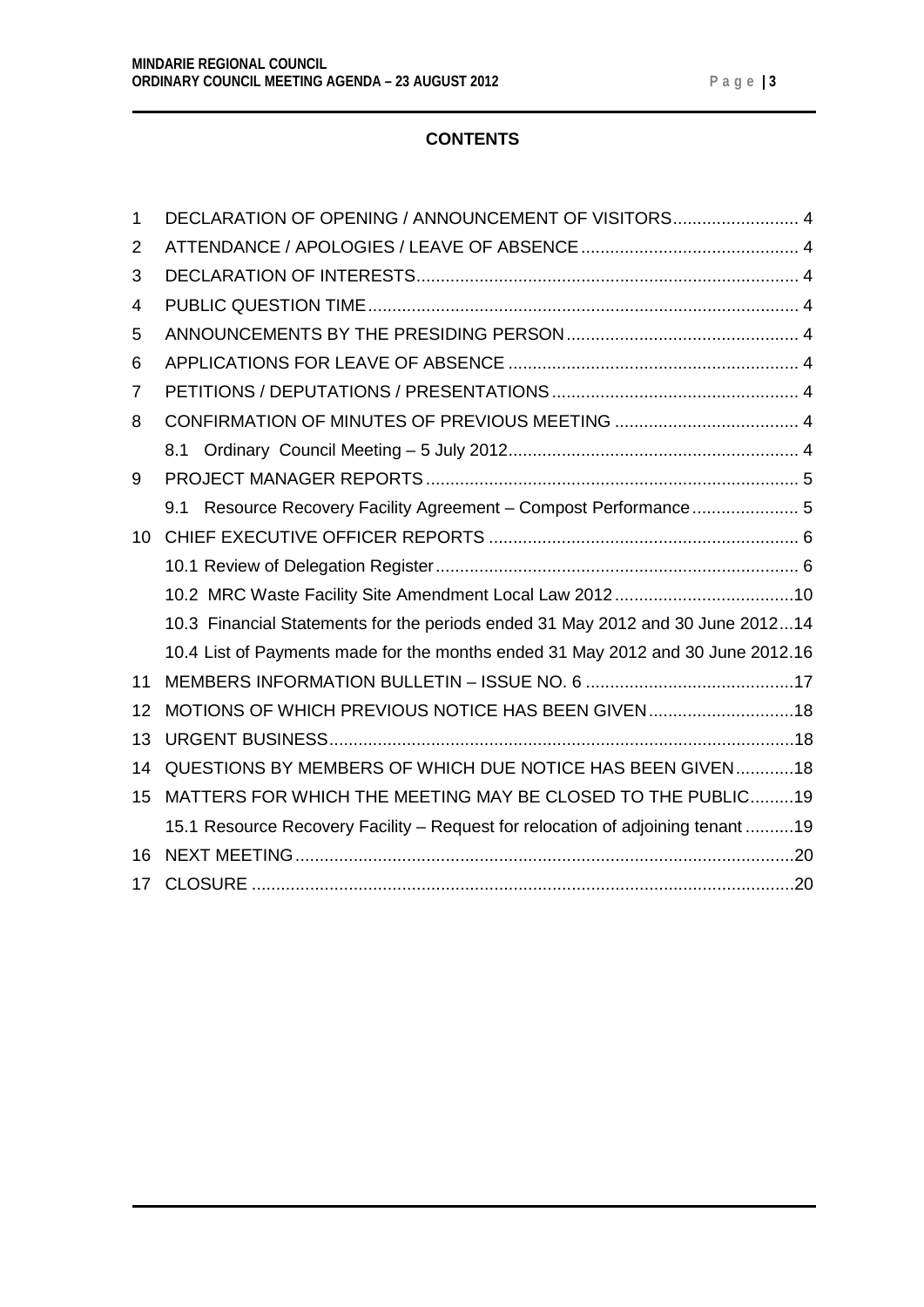# CONTENTS

| | | |
|---|---|---|
| 1 | DECLARATION OF OPENING / ANNOUNCEMENT OF VISITORS | 4 |
| 2 | ATTENDANCE / APOLOGIES / LEAVE OF ABSENCE | 4 |
| 3 | DECLARATION OF INTERESTS | 4 |
| 4 | PUBLIC QUESTION TIME | 4 |
| 5 | ANNOUNCEMENTS BY THE PRESIDING PERSON | 4 |
| 6 | APPLICATIONS FOR LEAVE OF ABSENCE | 4 |
| 7 | PETITIONS / DEPUTATIONS / PRESENTATIONS | 4 |
| 8 | CONFIRMATION OF MINUTES OF PREVIOUS MEETING | 4 |
| | 8.1 Ordinary Council Meeting – 5 July 2012 | 4 |
| 9 | PROJECT MANAGER REPORTS | 5 |
| | 9.1 Resource Recovery Facility Agreement – Compost Performance | 5 |
| 10 | CHIEF EXECUTIVE OFFICER REPORTS | 6 |
| | 10.1 Review of Delegation Register | 6 |
| | 10.2 MRC Waste Facility Site Amendment Local Law 2012 | 10 |
| | 10.3 Financial Statements for the periods ended 31 May 2012 and 30 June 2012 | 14 |
| | 10.4 List of Payments made for the months ended 31 May 2012 and 30 June 2012 | 16 |
| 11 | MEMBERS INFORMATION BULLETIN – ISSUE NO. 6 | 17 |
| 12 | MOTIONS OF WHICH PREVIOUS NOTICE HAS BEEN GIVEN | 18 |
| 13 | URGENT BUSINESS | 18 |
| 14 | QUESTIONS BY MEMBERS OF WHICH DUE NOTICE HAS BEEN GIVEN | 18 |
| 15 | MATTERS FOR WHICH THE MEETING MAY BE CLOSED TO THE PUBLIC | 19 |
| | 15.1 Resource Recovery Facility – Request for relocation of adjoining tenant | 19 |
| 16 | NEXT MEETING | 20 |
| 17 | CLOSURE | 20 |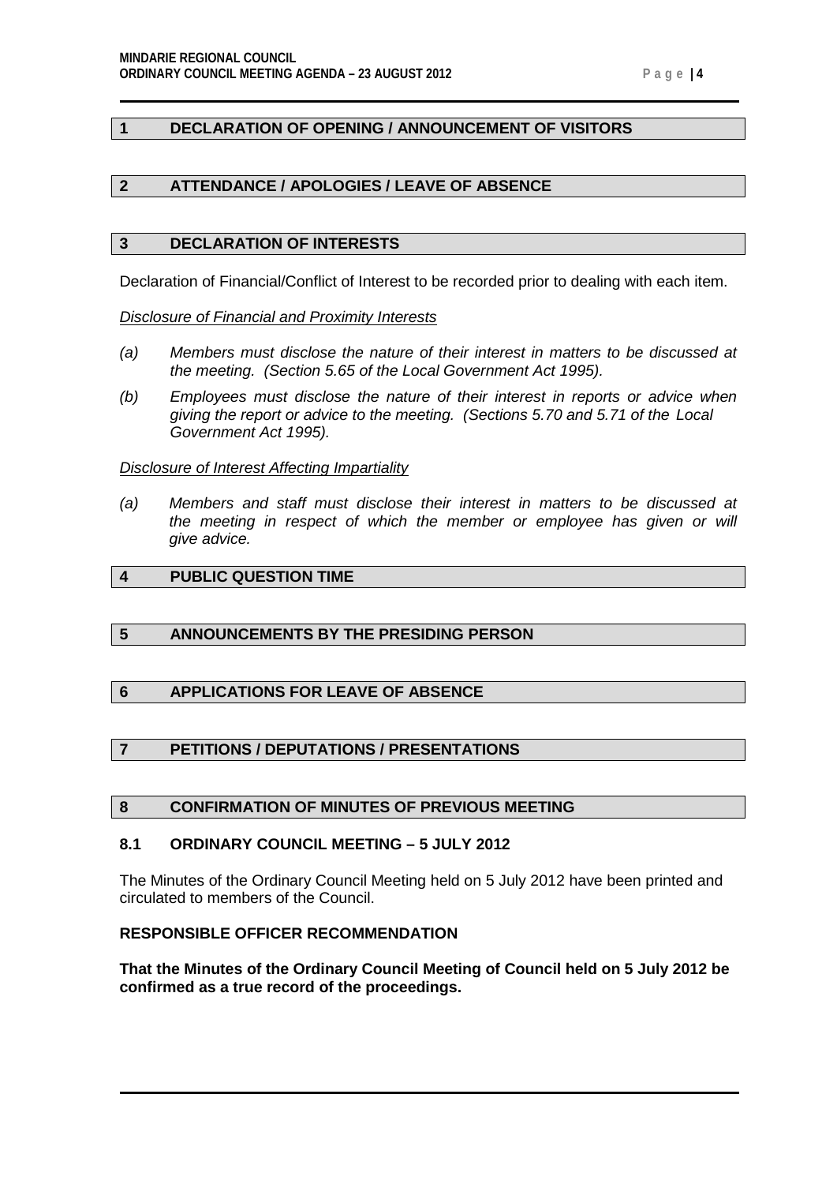## 1 DECLARATION OF OPENING / ANNOUNCEMENT OF VISITORS

## 2 ATTENDANCE / APOLOGIES / LEAVE OF ABSENCE

## 3 DECLARATION OF INTERESTS

Declaration of Financial/Conflict of Interest to be recorded prior to dealing with each item.

*Disclosure of Financial and Proximity Interests*

*(a) Members must disclose the nature of their interest in matters to be discussed at the meeting. (Section 5.65 of the Local Government Act 1995).*

*(b) Employees must disclose the nature of their interest in reports or advice when giving the report or advice to the meeting. (Sections 5.70 and 5.71 of the Local Government Act 1995).*

*Disclosure of Interest Affecting Impartiality*

*(a) Members and staff must disclose their interest in matters to be discussed at the meeting in respect of which the member or employee has given or will give advice.*

## 4 PUBLIC QUESTION TIME

## 5 ANNOUNCEMENTS BY THE PRESIDING PERSON

## 6 APPLICATIONS FOR LEAVE OF ABSENCE

## 7 PETITIONS / DEPUTATIONS / PRESENTATIONS

## 8 CONFIRMATION OF MINUTES OF PREVIOUS MEETING

### 8.1 ORDINARY COUNCIL MEETING – 5 JULY 2012

The Minutes of the Ordinary Council Meeting held on 5 July 2012 have been printed and circulated to members of the Council.

**RESPONSIBLE OFFICER RECOMMENDATION**

**That the Minutes of the Ordinary Council Meeting of Council held on 5 July 2012 be confirmed as a true record of the proceedings.**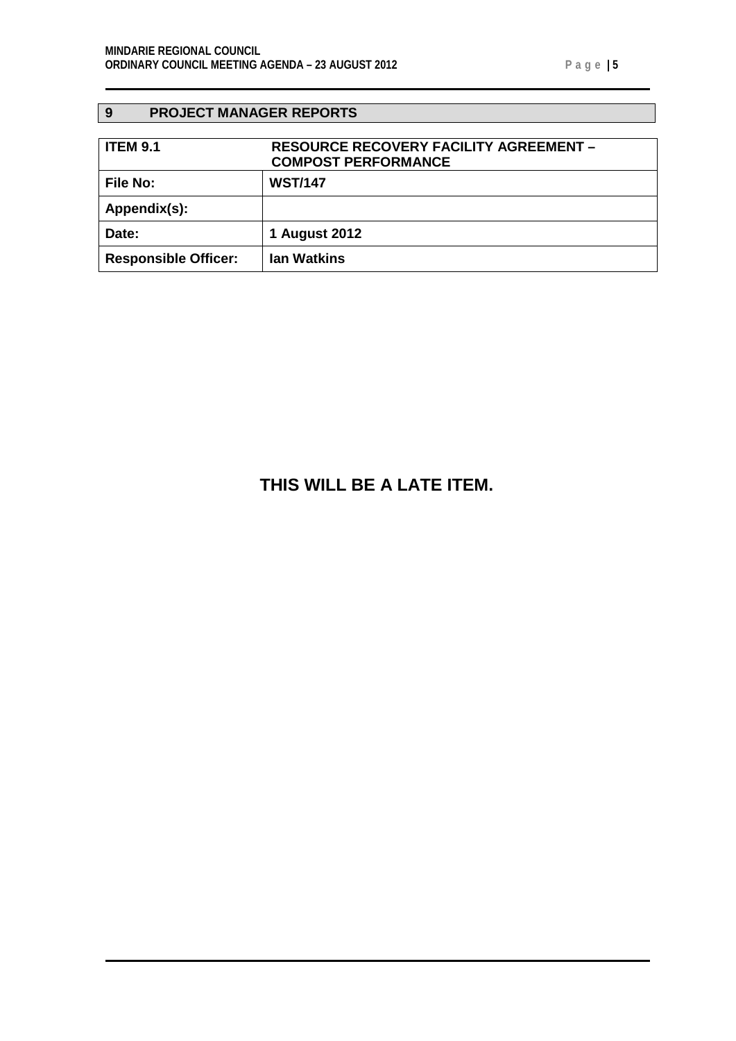## 9 PROJECT MANAGER REPORTS

| ITEM 9.1 | RESOURCE RECOVERY FACILITY AGREEMENT – COMPOST PERFORMANCE |
|---|---|
| File No: | WST/147 |
| Appendix(s): | |
| Date: | 1 August 2012 |
| Responsible Officer: | Ian Watkins |

**THIS WILL BE A LATE ITEM.**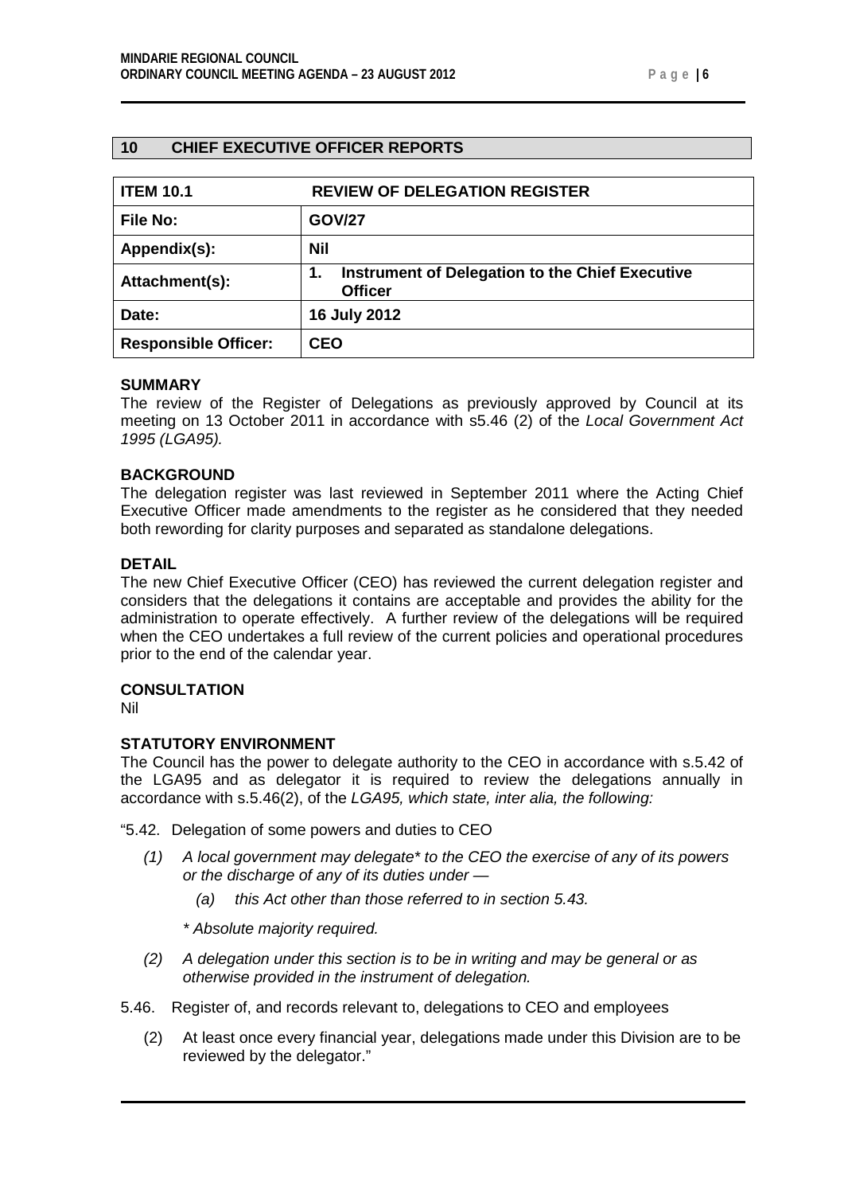## 10 CHIEF EXECUTIVE OFFICER REPORTS

| ITEM 10.1 | REVIEW OF DELEGATION REGISTER |
|---|---|
| File No: | GOV/27 |
| Appendix(s): | Nil |
| Attachment(s): | 1. Instrument of Delegation to the Chief Executive Officer |
| Date: | 16 July 2012 |
| Responsible Officer: | CEO |

**SUMMARY**

The review of the Register of Delegations as previously approved by Council at its meeting on 13 October 2011 in accordance with s5.46 (2) of the *Local Government Act 1995 (LGA95).*

**BACKGROUND**

The delegation register was last reviewed in September 2011 where the Acting Chief Executive Officer made amendments to the register as he considered that they needed both rewording for clarity purposes and separated as standalone delegations.

**DETAIL**

The new Chief Executive Officer (CEO) has reviewed the current delegation register and considers that the delegations it contains are acceptable and provides the ability for the administration to operate effectively. A further review of the delegations will be required when the CEO undertakes a full review of the current policies and operational procedures prior to the end of the calendar year.

**CONSULTATION**

Nil

**STATUTORY ENVIRONMENT**

The Council has the power to delegate authority to the CEO in accordance with s.5.42 of the LGA95 and as delegator it is required to review the delegations annually in accordance with s.5.46(2), of the *LGA95, which state, inter alia, the following:*

"5.42. Delegation of some powers and duties to CEO

*(1) A local government may delegate* to the CEO the exercise of any of its powers or the discharge of any of its duties under —*

*(a) this Act other than those referred to in section 5.43.*

*\* Absolute majority required.*

*(2) A delegation under this section is to be in writing and may be general or as otherwise provided in the instrument of delegation.*

5.46. Register of, and records relevant to, delegations to CEO and employees

(2) At least once every financial year, delegations made under this Division are to be reviewed by the delegator."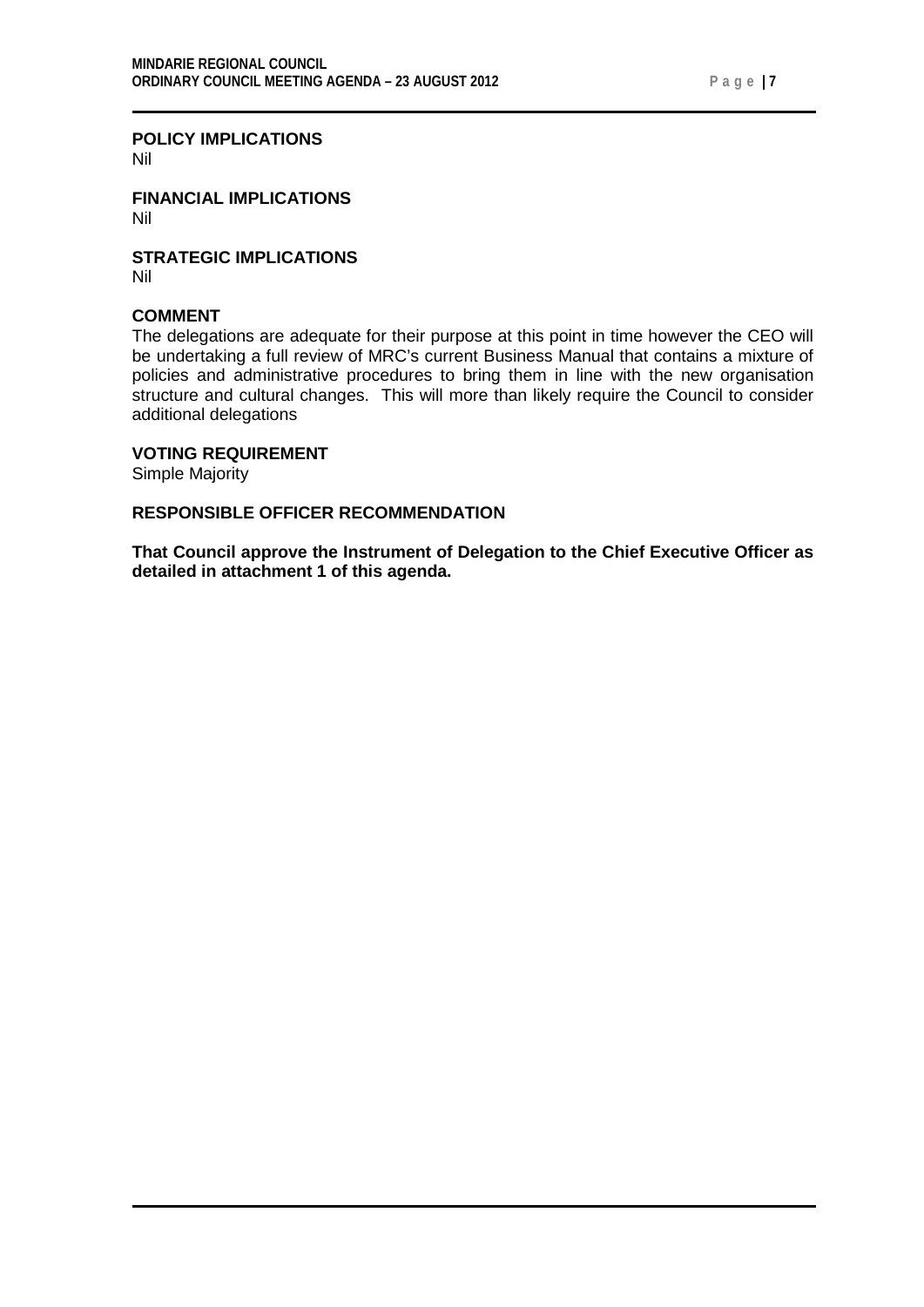**POLICY IMPLICATIONS**
Nil

**FINANCIAL IMPLICATIONS**
Nil

**STRATEGIC IMPLICATIONS**
Nil

**COMMENT**
The delegations are adequate for their purpose at this point in time however the CEO will be undertaking a full review of MRC's current Business Manual that contains a mixture of policies and administrative procedures to bring them in line with the new organisation structure and cultural changes. This will more than likely require the Council to consider additional delegations

**VOTING REQUIREMENT**
Simple Majority

**RESPONSIBLE OFFICER RECOMMENDATION**

**That Council approve the Instrument of Delegation to the Chief Executive Officer as detailed in attachment 1 of this agenda.**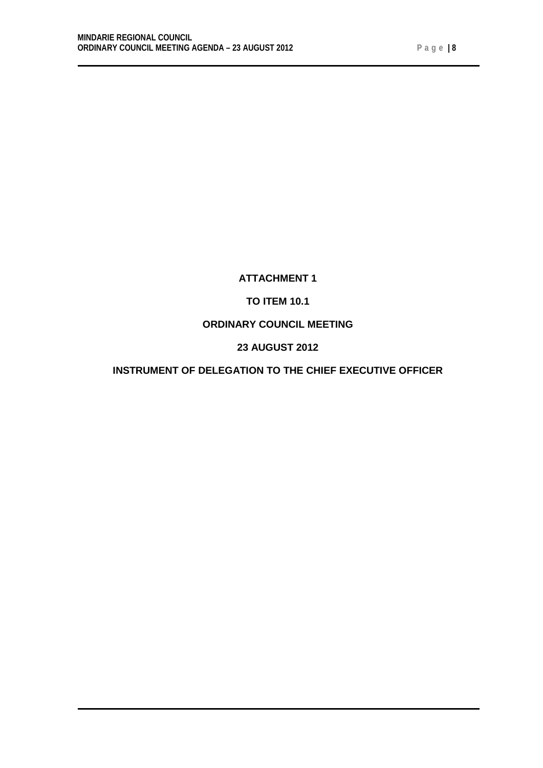**ATTACHMENT 1**

**TO ITEM 10.1**

**ORDINARY COUNCIL MEETING**

**23 AUGUST 2012**

**INSTRUMENT OF DELEGATION TO THE CHIEF EXECUTIVE OFFICER**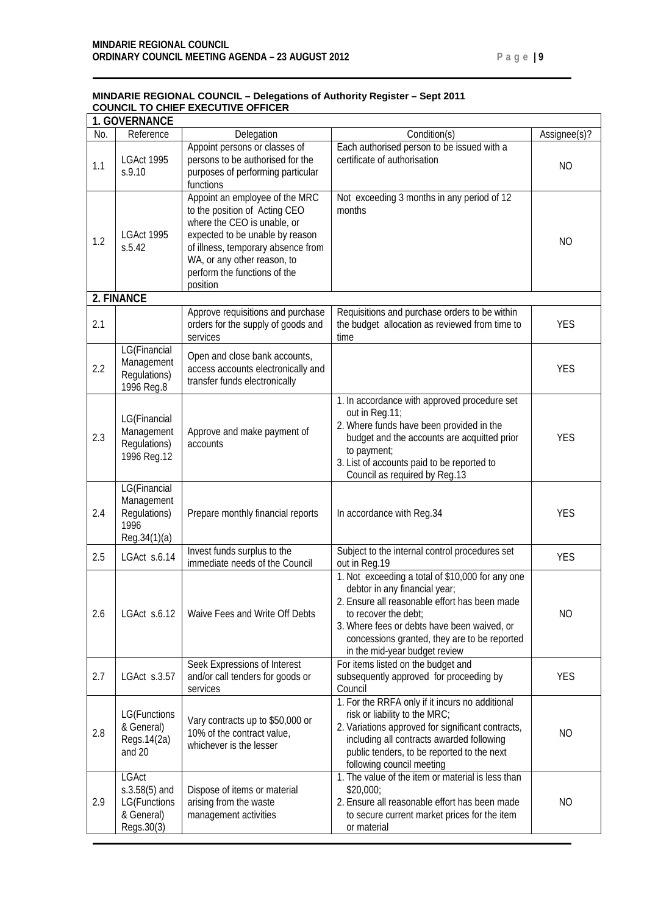**MINDARIE REGIONAL COUNCIL – Delegations of Authority Register – Sept 2011**
**COUNCIL TO CHIEF EXECUTIVE OFFICER**

| No. | Reference | Delegation | Condition(s) | Assignee(s)? |
|---|---|---|---|---|
| **1. GOVERNANCE** | | | | |
| 1.1 | LGAct 1995 s.9.10 | Appoint persons or classes of persons to be authorised for the purposes of performing particular functions | Each authorised person to be issued with a certificate of authorisation | NO |
| 1.2 | LGAct 1995 s.5.42 | Appoint an employee of the MRC to the position of Acting CEO where the CEO is unable, or expected to be unable by reason of illness, temporary absence from WA, or any other reason, to perform the functions of the position | Not exceeding 3 months in any period of 12 months | NO |
| **2. FINANCE** | | | | |
| 2.1 | | Approve requisitions and purchase orders for the supply of goods and services | Requisitions and purchase orders to be within the budget allocation as reviewed from time to time | YES |
| 2.2 | LG(Financial Management Regulations) 1996 Reg.8 | Open and close bank accounts, access accounts electronically and transfer funds electronically | | YES |
| 2.3 | LG(Financial Management Regulations) 1996 Reg.12 | Approve and make payment of accounts | 1. In accordance with approved procedure set out in Reg.11;<br>2. Where funds have been provided in the budget and the accounts are acquitted prior to payment;<br>3. List of accounts paid to be reported to Council as required by Reg.13 | YES |
| 2.4 | LG(Financial Management Regulations) 1996 Reg.34(1)(a) | Prepare monthly financial reports | In accordance with Reg.34 | YES |
| 2.5 | LGAct s.6.14 | Invest funds surplus to the immediate needs of the Council | Subject to the internal control procedures set out in Reg.19 | YES |
| 2.6 | LGAct s.6.12 | Waive Fees and Write Off Debts | 1. Not exceeding a total of $10,000 for any one debtor in any financial year;<br>2. Ensure all reasonable effort has been made to recover the debt;<br>3. Where fees or debts have been waived, or concessions granted, they are to be reported in the mid-year budget review | NO |
| 2.7 | LGAct s.3.57 | Seek Expressions of Interest and/or call tenders for goods or services | For items listed on the budget and subsequently approved for proceeding by Council | YES |
| 2.8 | LG(Functions & General) Regs.14(2a) and 20 | Vary contracts up to $50,000 or 10% of the contract value, whichever is the lesser | 1. For the RRFA only if it incurs no additional risk or liability to the MRC;<br>2. Variations approved for significant contracts, including all contracts awarded following public tenders, to be reported to the next following council meeting | NO |
| 2.9 | LGAct s.3.58(5) and LG(Functions & General) Regs.30(3) | Dispose of items or material arising from the waste management activities | 1. The value of the item or material is less than $20,000;<br>2. Ensure all reasonable effort has been made to secure current market prices for the item or material | NO |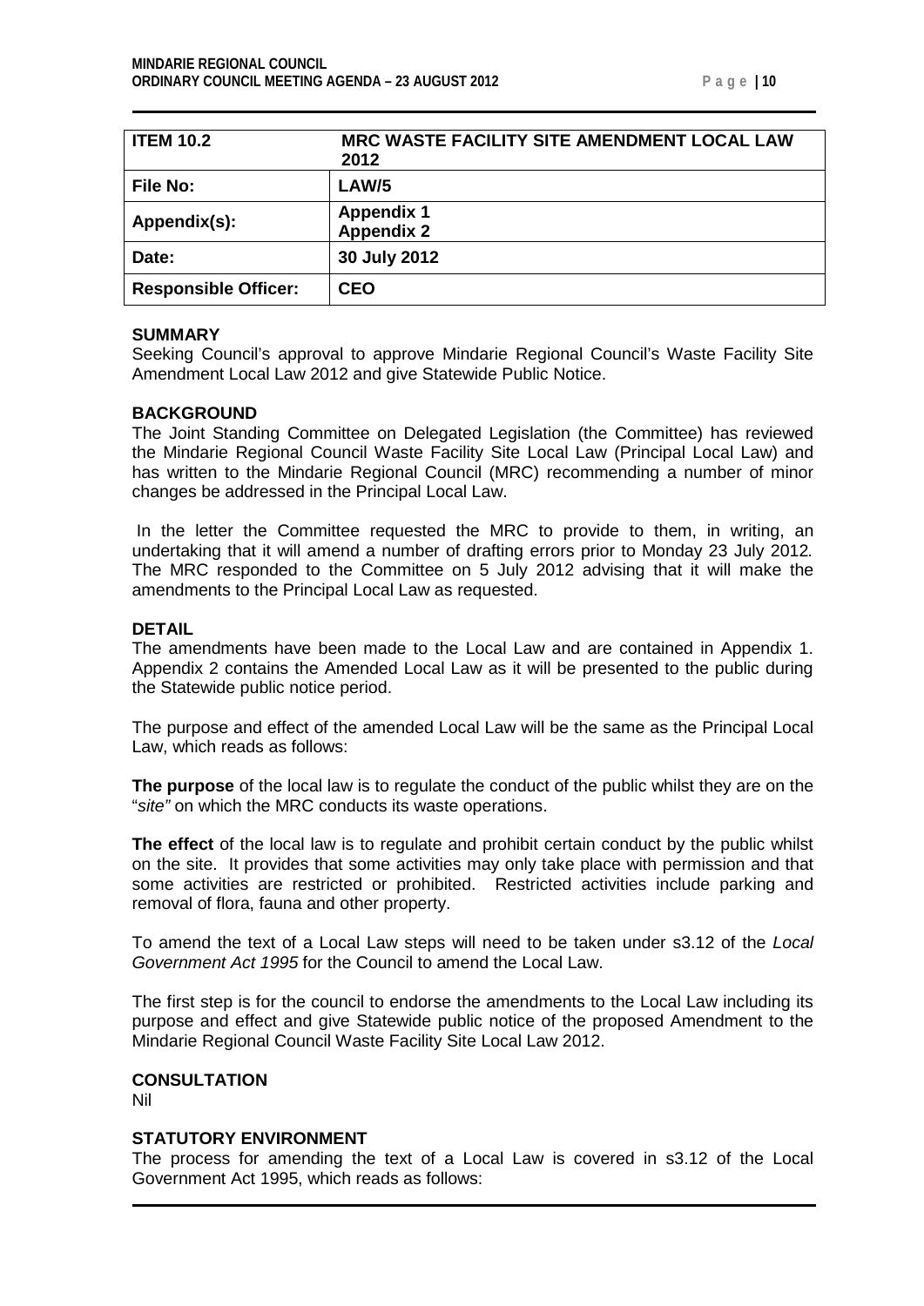| ITEM 10.2 | MRC WASTE FACILITY SITE AMENDMENT LOCAL LAW 2012 |
|---|---|
| File No: | LAW/5 |
| Appendix(s): | Appendix 1<br>Appendix 2 |
| Date: | 30 July 2012 |
| Responsible Officer: | CEO |

**SUMMARY**

Seeking Council's approval to approve Mindarie Regional Council's Waste Facility Site Amendment Local Law 2012 and give Statewide Public Notice.

**BACKGROUND**

The Joint Standing Committee on Delegated Legislation (the Committee) has reviewed the Mindarie Regional Council Waste Facility Site Local Law (Principal Local Law) and has written to the Mindarie Regional Council (MRC) recommending a number of minor changes be addressed in the Principal Local Law.

In the letter the Committee requested the MRC to provide to them, in writing, an undertaking that it will amend a number of drafting errors prior to Monday 23 July 2012. The MRC responded to the Committee on 5 July 2012 advising that it will make the amendments to the Principal Local Law as requested.

**DETAIL**

The amendments have been made to the Local Law and are contained in Appendix 1. Appendix 2 contains the Amended Local Law as it will be presented to the public during the Statewide public notice period.

The purpose and effect of the amended Local Law will be the same as the Principal Local Law, which reads as follows:

**The purpose** of the local law is to regulate the conduct of the public whilst they are on the "*site"* on which the MRC conducts its waste operations.

**The effect** of the local law is to regulate and prohibit certain conduct by the public whilst on the site. It provides that some activities may only take place with permission and that some activities are restricted or prohibited. Restricted activities include parking and removal of flora, fauna and other property.

To amend the text of a Local Law steps will need to be taken under s3.12 of the *Local Government Act 1995* for the Council to amend the Local Law.

The first step is for the council to endorse the amendments to the Local Law including its purpose and effect and give Statewide public notice of the proposed Amendment to the Mindarie Regional Council Waste Facility Site Local Law 2012.

**CONSULTATION**

Nil

**STATUTORY ENVIRONMENT**

The process for amending the text of a Local Law is covered in s3.12 of the Local Government Act 1995, which reads as follows: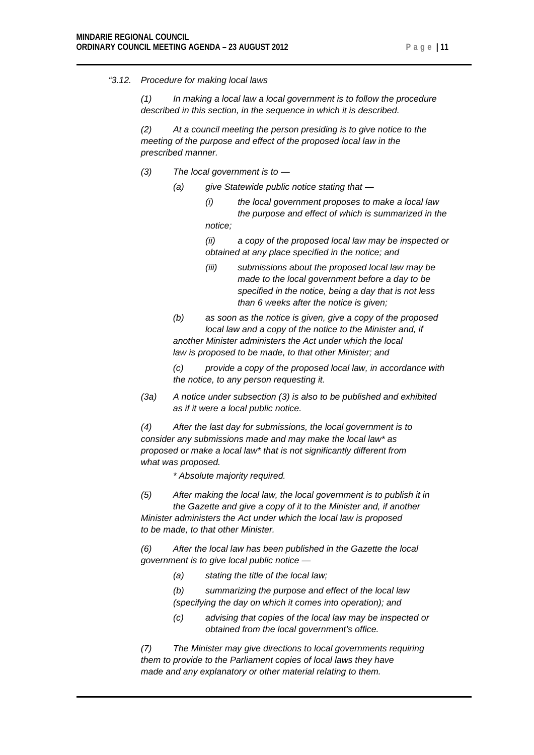*"3.12. Procedure for making local laws*

*(1) In making a local law a local government is to follow the procedure described in this section, in the sequence in which it is described.*

*(2) At a council meeting the person presiding is to give notice to the meeting of the purpose and effect of the proposed local law in the prescribed manner.*

*(3) The local government is to —*

*(a) give Statewide public notice stating that —*

*(i) the local government proposes to make a local law the purpose and effect of which is summarized in the notice;*

*(ii) a copy of the proposed local law may be inspected or obtained at any place specified in the notice; and*

*(iii) submissions about the proposed local law may be made to the local government before a day to be specified in the notice, being a day that is not less than 6 weeks after the notice is given;*

*(b) as soon as the notice is given, give a copy of the proposed local law and a copy of the notice to the Minister and, if another Minister administers the Act under which the local law is proposed to be made, to that other Minister; and*

*(c) provide a copy of the proposed local law, in accordance with the notice, to any person requesting it.*

*(3a) A notice under subsection (3) is also to be published and exhibited as if it were a local public notice.*

*(4) After the last day for submissions, the local government is to consider any submissions made and may make the local law* as proposed or make a local law* that is not significantly different from what was proposed.*

*\* Absolute majority required.*

*(5) After making the local law, the local government is to publish it in the Gazette and give a copy of it to the Minister and, if another Minister administers the Act under which the local law is proposed to be made, to that other Minister.*

*(6) After the local law has been published in the Gazette the local government is to give local public notice —*

*(a) stating the title of the local law;*

*(b) summarizing the purpose and effect of the local law (specifying the day on which it comes into operation); and*

*(c) advising that copies of the local law may be inspected or obtained from the local government's office.*

*(7) The Minister may give directions to local governments requiring them to provide to the Parliament copies of local laws they have made and any explanatory or other material relating to them.*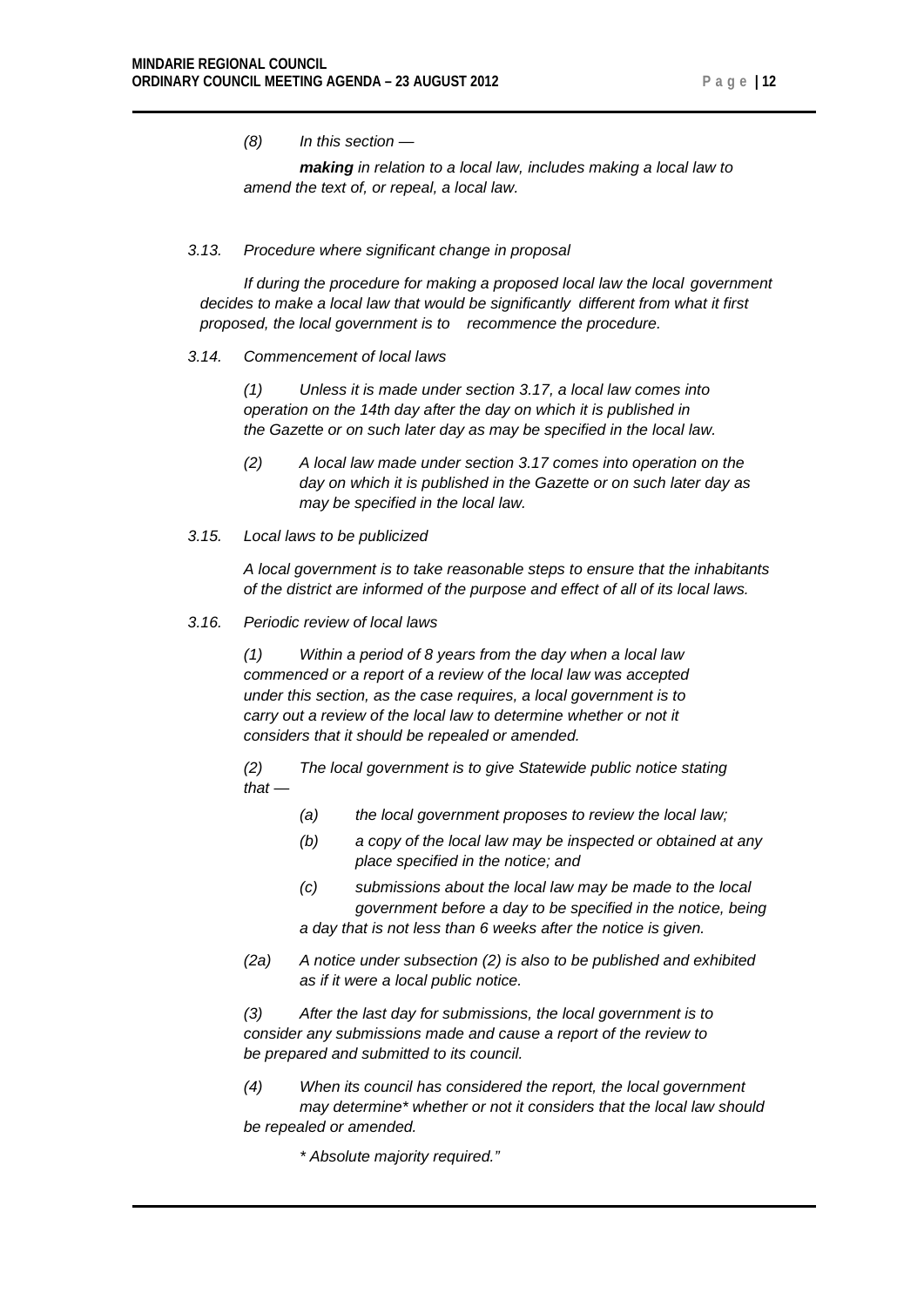*(8) In this section —*

***making*** *in relation to a local law, includes making a local law to amend the text of, or repeal, a local law.*

*3.13. Procedure where significant change in proposal*

*If during the procedure for making a proposed local law the local government decides to make a local law that would be significantly different from what it first proposed, the local government is to recommence the procedure.*

*3.14. Commencement of local laws*

*(1) Unless it is made under section 3.17, a local law comes into operation on the 14th day after the day on which it is published in the Gazette or on such later day as may be specified in the local law.*

*(2) A local law made under section 3.17 comes into operation on the day on which it is published in the Gazette or on such later day as may be specified in the local law.*

*3.15. Local laws to be publicized*

*A local government is to take reasonable steps to ensure that the inhabitants of the district are informed of the purpose and effect of all of its local laws.*

*3.16. Periodic review of local laws*

*(1) Within a period of 8 years from the day when a local law commenced or a report of a review of the local law was accepted under this section, as the case requires, a local government is to carry out a review of the local law to determine whether or not it considers that it should be repealed or amended.*

*(2) The local government is to give Statewide public notice stating that —*

- *(a) the local government proposes to review the local law;*
- *(b) a copy of the local law may be inspected or obtained at any place specified in the notice; and*
- *(c) submissions about the local law may be made to the local government before a day to be specified in the notice, being a day that is not less than 6 weeks after the notice is given.*

*(2a) A notice under subsection (2) is also to be published and exhibited as if it were a local public notice.*

*(3) After the last day for submissions, the local government is to consider any submissions made and cause a report of the review to be prepared and submitted to its council.*

*(4) When its council has considered the report, the local government may determine\* whether or not it considers that the local law should be repealed or amended.*

*\* Absolute majority required."*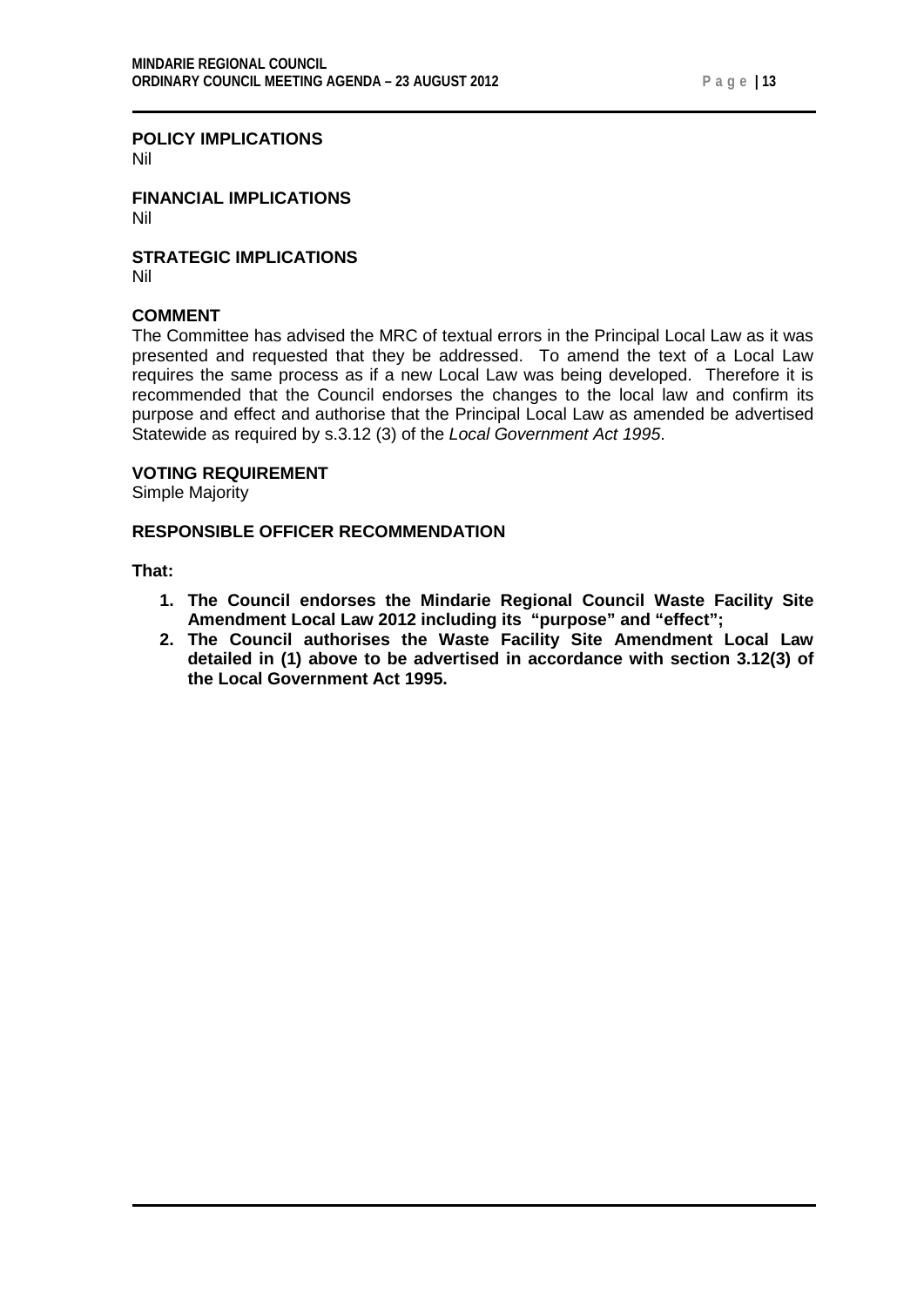**POLICY IMPLICATIONS**
Nil

**FINANCIAL IMPLICATIONS**
Nil

**STRATEGIC IMPLICATIONS**
Nil

**COMMENT**
The Committee has advised the MRC of textual errors in the Principal Local Law as it was presented and requested that they be addressed. To amend the text of a Local Law requires the same process as if a new Local Law was being developed. Therefore it is recommended that the Council endorses the changes to the local law and confirm its purpose and effect and authorise that the Principal Local Law as amended be advertised Statewide as required by s.3.12 (3) of the *Local Government Act 1995*.

**VOTING REQUIREMENT**
Simple Majority

**RESPONSIBLE OFFICER RECOMMENDATION**

**That:**

1. **The Council endorses the Mindarie Regional Council Waste Facility Site Amendment Local Law 2012 including its "purpose" and "effect";**
2. **The Council authorises the Waste Facility Site Amendment Local Law detailed in (1) above to be advertised in accordance with section 3.12(3) of the Local Government Act 1995.**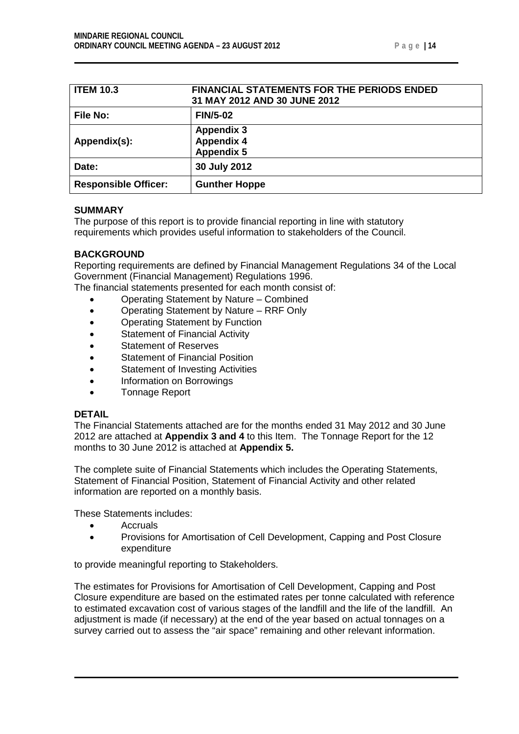| ITEM 10.3 | FINANCIAL STATEMENTS FOR THE PERIODS ENDED 31 MAY 2012 AND 30 JUNE 2012 |
|---|---|
| File No: | FIN/5-02 |
| Appendix(s): | Appendix 3<br>Appendix 4<br>Appendix 5 |
| Date: | 30 July 2012 |
| Responsible Officer: | Gunther Hoppe |

**SUMMARY**

The purpose of this report is to provide financial reporting in line with statutory requirements which provides useful information to stakeholders of the Council.

**BACKGROUND**

Reporting requirements are defined by Financial Management Regulations 34 of the Local Government (Financial Management) Regulations 1996.

The financial statements presented for each month consist of:

- Operating Statement by Nature – Combined
- Operating Statement by Nature – RRF Only
- Operating Statement by Function
- Statement of Financial Activity
- Statement of Reserves
- Statement of Financial Position
- Statement of Investing Activities
- Information on Borrowings
- Tonnage Report

**DETAIL**

The Financial Statements attached are for the months ended 31 May 2012 and 30 June 2012 are attached at **Appendix 3 and 4** to this Item. The Tonnage Report for the 12 months to 30 June 2012 is attached at **Appendix 5.**

The complete suite of Financial Statements which includes the Operating Statements, Statement of Financial Position, Statement of Financial Activity and other related information are reported on a monthly basis.

These Statements includes:

- Accruals
- Provisions for Amortisation of Cell Development, Capping and Post Closure expenditure

to provide meaningful reporting to Stakeholders.

The estimates for Provisions for Amortisation of Cell Development, Capping and Post Closure expenditure are based on the estimated rates per tonne calculated with reference to estimated excavation cost of various stages of the landfill and the life of the landfill. An adjustment is made (if necessary) at the end of the year based on actual tonnages on a survey carried out to assess the "air space" remaining and other relevant information.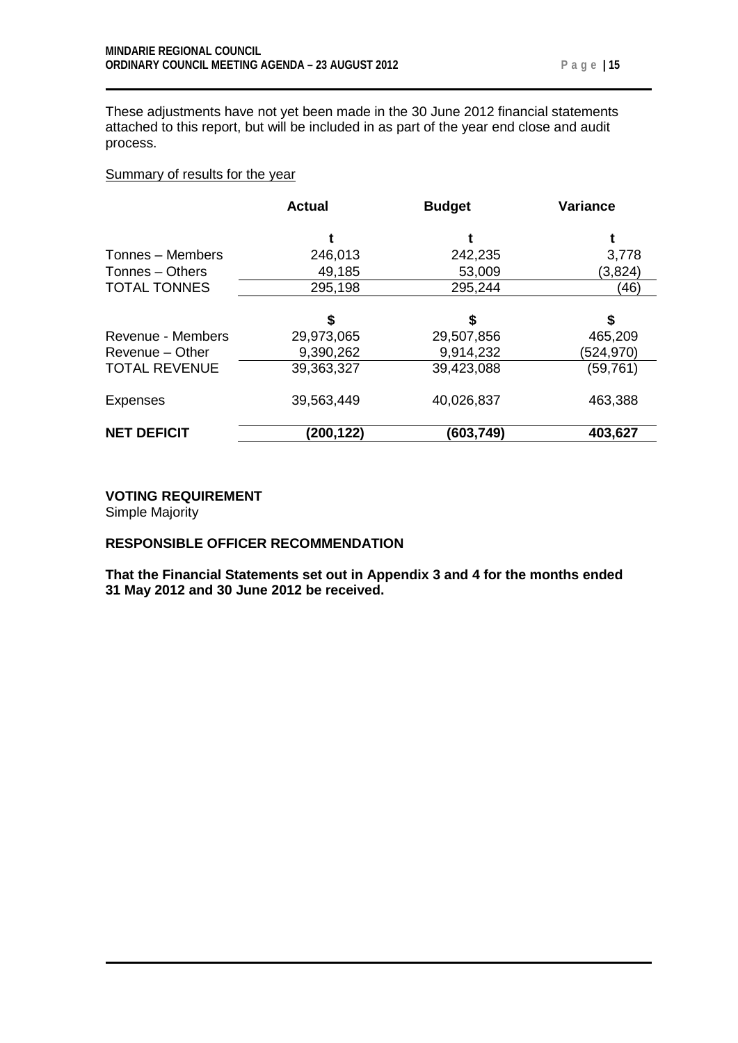These adjustments have not yet been made in the 30 June 2012 financial statements attached to this report, but will be included in as part of the year end close and audit process.

Summary of results for the year

| | Actual | Budget | Variance |
|---|---|---|---|
| | t | t | t |
| Tonnes – Members | 246,013 | 242,235 | 3,778 |
| Tonnes – Others | 49,185 | 53,009 | (3,824) |
| TOTAL TONNES | 295,198 | 295,244 | (46) |
| | $ | $ | $ |
| Revenue - Members | 29,973,065 | 29,507,856 | 465,209 |
| Revenue – Other | 9,390,262 | 9,914,232 | (524,970) |
| TOTAL REVENUE | 39,363,327 | 39,423,088 | (59,761) |
| Expenses | 39,563,449 | 40,026,837 | 463,388 |
| **NET DEFICIT** | **(200,122)** | **(603,749)** | **403,627** |

**VOTING REQUIREMENT**

Simple Majority

**RESPONSIBLE OFFICER RECOMMENDATION**

**That the Financial Statements set out in Appendix 3 and 4 for the months ended 31 May 2012 and 30 June 2012 be received.**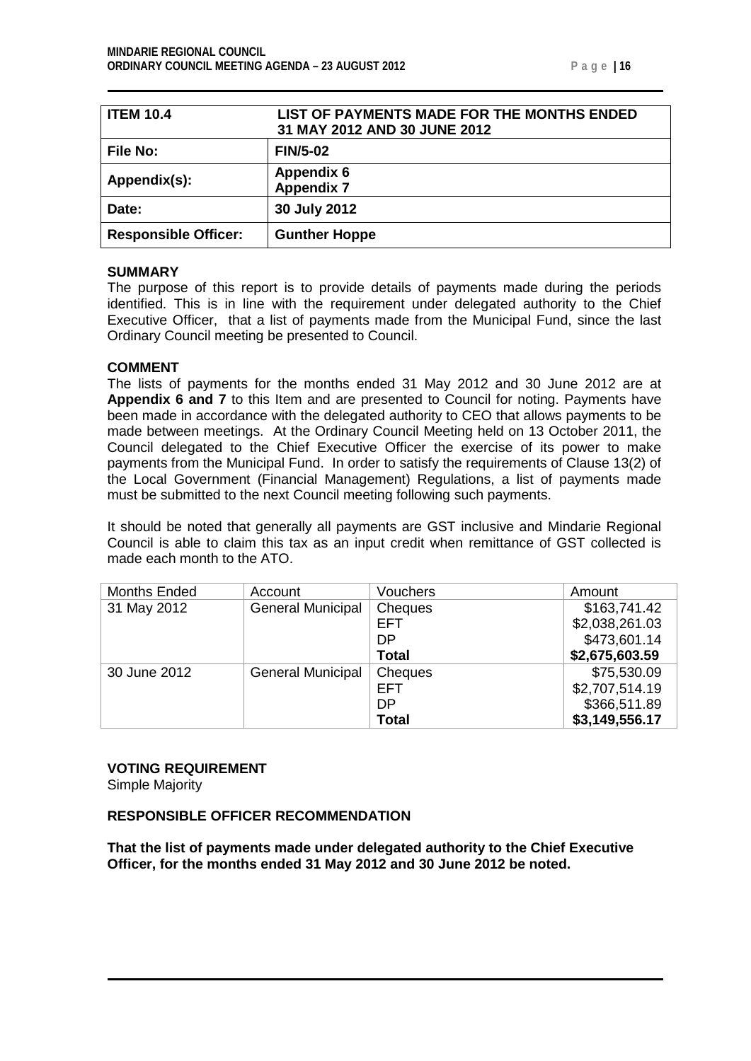| **ITEM 10.4** | **LIST OF PAYMENTS MADE FOR THE MONTHS ENDED 31 MAY 2012 AND 30 JUNE 2012** |
|---|---|
| **File No:** | **FIN/5-02** |
| **Appendix(s):** | **Appendix 6**<br>**Appendix 7** |
| **Date:** | **30 July 2012** |
| **Responsible Officer:** | **Gunther Hoppe** |

## SUMMARY

The purpose of this report is to provide details of payments made during the periods identified. This is in line with the requirement under delegated authority to the Chief Executive Officer, that a list of payments made from the Municipal Fund, since the last Ordinary Council meeting be presented to Council.

## COMMENT

The lists of payments for the months ended 31 May 2012 and 30 June 2012 are at **Appendix 6 and 7** to this Item and are presented to Council for noting. Payments have been made in accordance with the delegated authority to CEO that allows payments to be made between meetings. At the Ordinary Council Meeting held on 13 October 2011, the Council delegated to the Chief Executive Officer the exercise of its power to make payments from the Municipal Fund. In order to satisfy the requirements of Clause 13(2) of the Local Government (Financial Management) Regulations, a list of payments made must be submitted to the next Council meeting following such payments.

It should be noted that generally all payments are GST inclusive and Mindarie Regional Council is able to claim this tax as an input credit when remittance of GST collected is made each month to the ATO.

| Months Ended | Account | Vouchers | Amount |
|---|---|---|---|
| 31 May 2012 | General Municipal | Cheques | $163,741.42 |
| | | EFT | $2,038,261.03 |
| | | DP | $473,601.14 |
| | | **Total** | **$2,675,603.59** |
| 30 June 2012 | General Municipal | Cheques | $75,530.09 |
| | | EFT | $2,707,514.19 |
| | | DP | $366,511.89 |
| | | **Total** | **$3,149,556.17** |

## VOTING REQUIREMENT

Simple Majority

## RESPONSIBLE OFFICER RECOMMENDATION

**That the list of payments made under delegated authority to the Chief Executive Officer, for the months ended 31 May 2012 and 30 June 2012 be noted.**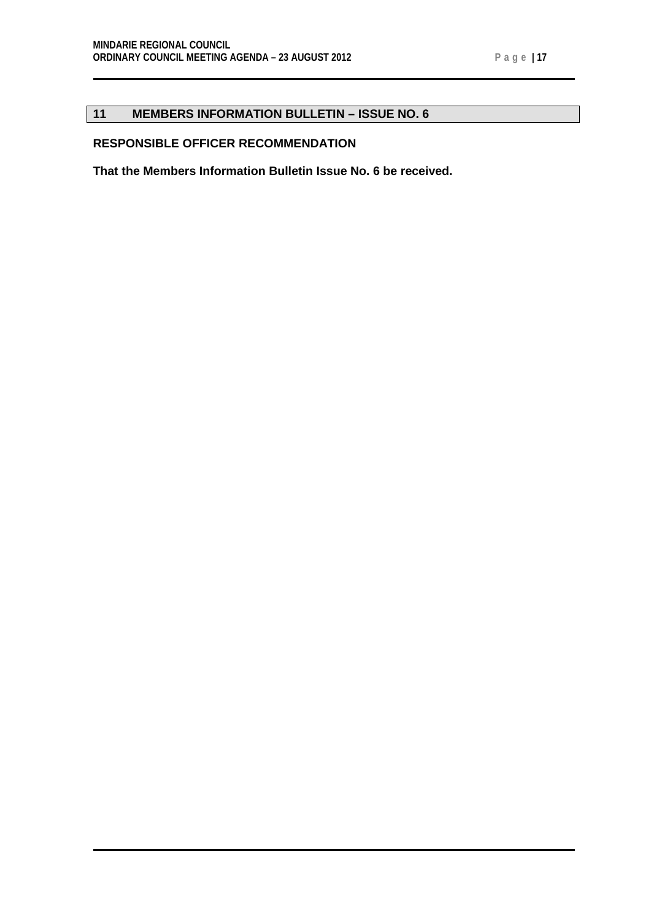## 11 MEMBERS INFORMATION BULLETIN – ISSUE NO. 6

### RESPONSIBLE OFFICER RECOMMENDATION

**That the Members Information Bulletin Issue No. 6 be received.**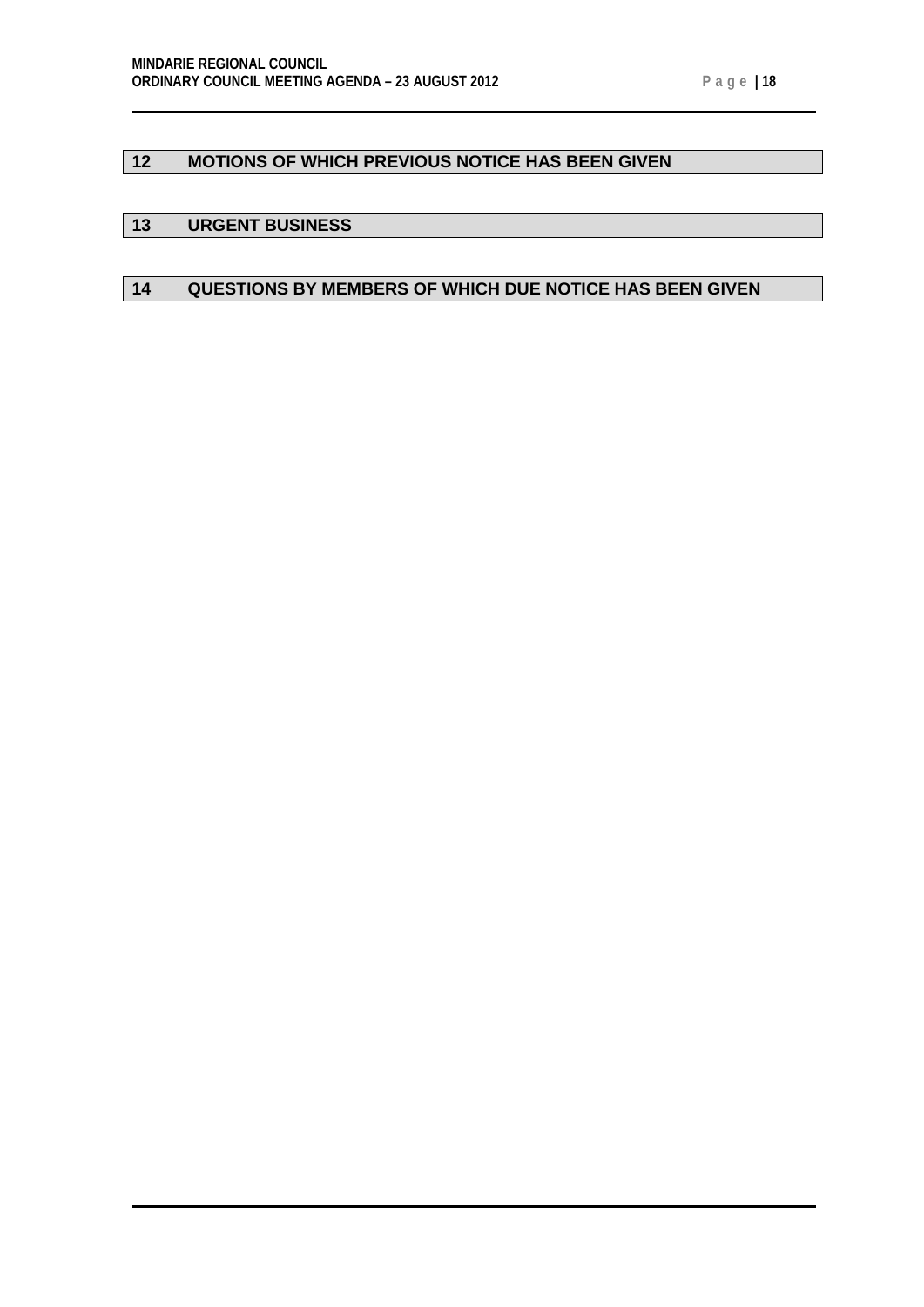## 12 MOTIONS OF WHICH PREVIOUS NOTICE HAS BEEN GIVEN

## 13 URGENT BUSINESS

## 14 QUESTIONS BY MEMBERS OF WHICH DUE NOTICE HAS BEEN GIVEN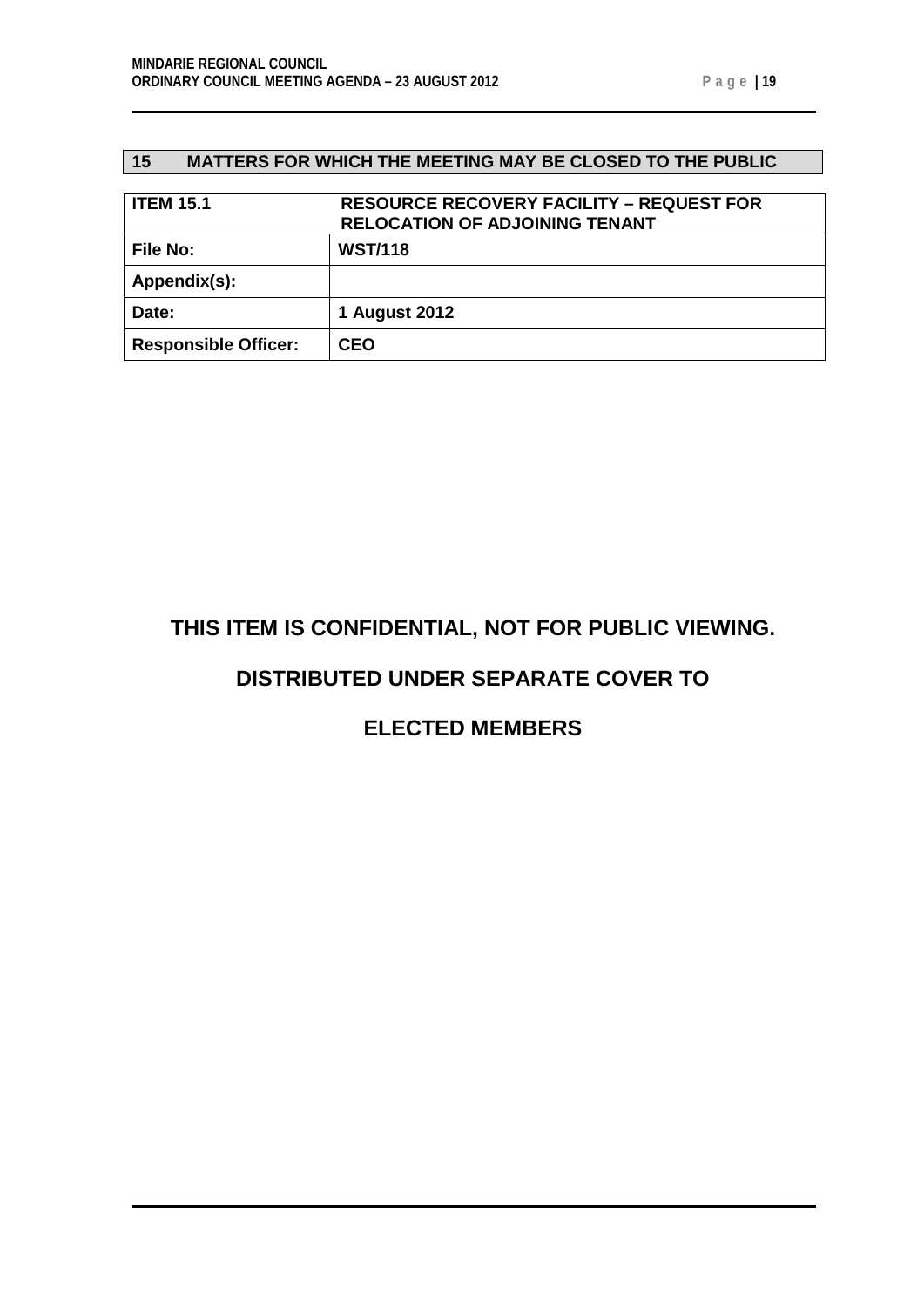## 15 MATTERS FOR WHICH THE MEETING MAY BE CLOSED TO THE PUBLIC

| ITEM 15.1 | RESOURCE RECOVERY FACILITY – REQUEST FOR RELOCATION OF ADJOINING TENANT |
|---|---|
| File No: | WST/118 |
| Appendix(s): | |
| Date: | 1 August 2012 |
| Responsible Officer: | CEO |

**THIS ITEM IS CONFIDENTIAL, NOT FOR PUBLIC VIEWING.**

**DISTRIBUTED UNDER SEPARATE COVER TO**

**ELECTED MEMBERS**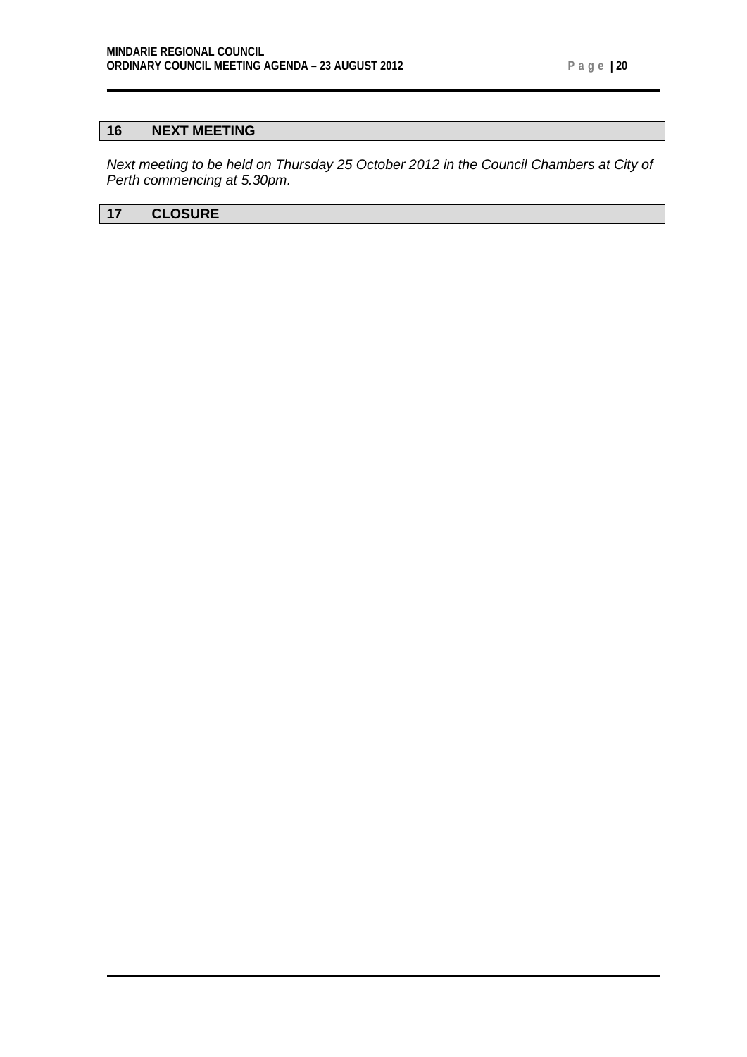## 16 NEXT MEETING

*Next meeting to be held on Thursday 25 October 2012 in the Council Chambers at City of Perth commencing at 5.30pm.*

## 17 CLOSURE